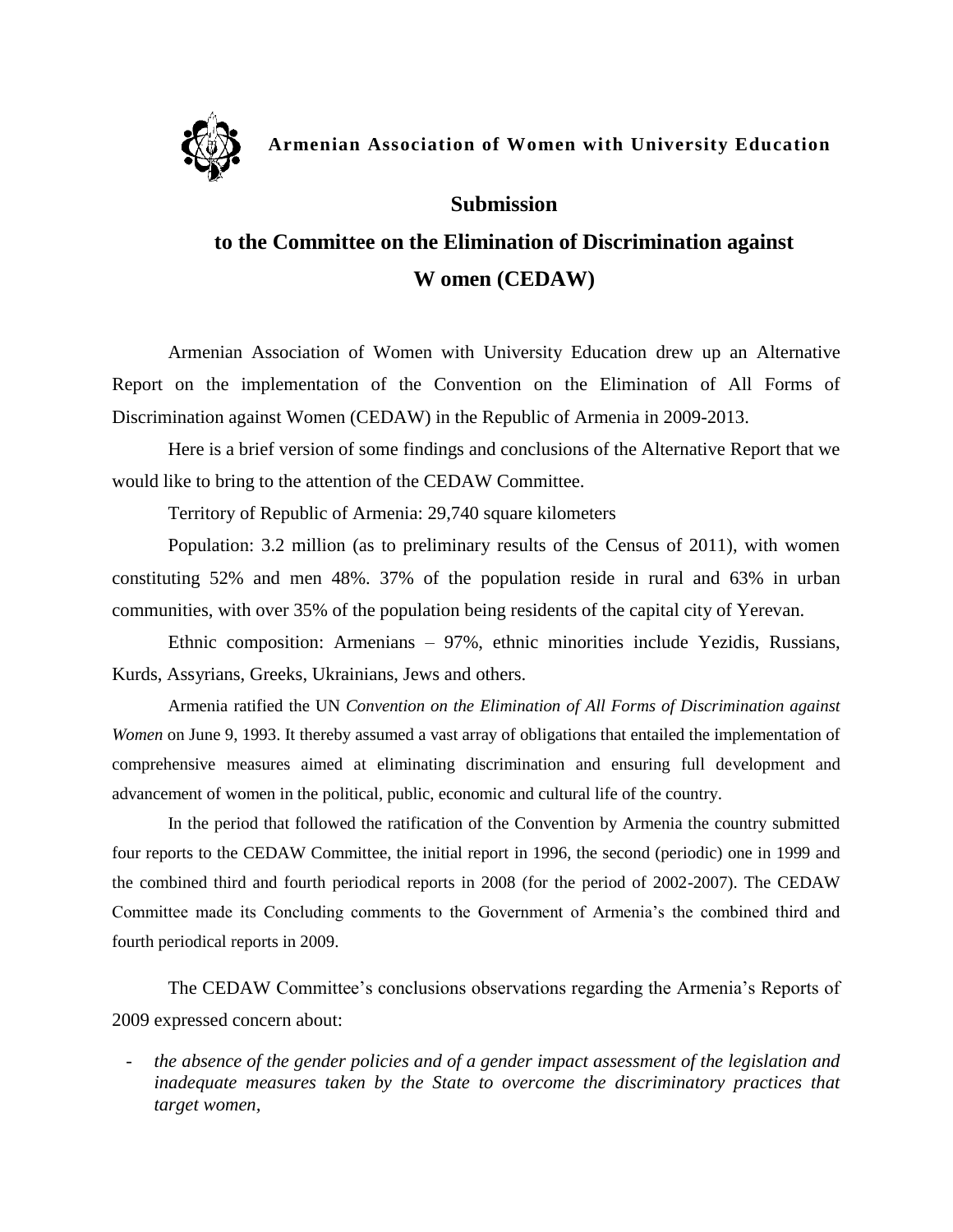**Armenian Association of Women with University Education**

# Submission

# to the Committee on the Elimination of Discrimination against W omen (CEDAW)

Armenian Association of Women with University Education drew up an Alternative Report on the implementation of the Convention on the Elimination of All Forms of Discrimination against Women (CEDAW) in the Republic of Armenia in 2009-2013.

Here is a brief version of some findings and conclusions of the Alternative Report that we would like to bring to the attention of the CEDAW Committee.

Territory of Republic of Armenia: 29,740 square kilometers

Population: 3.2 million (as to preliminary results of the Census of 2011), with women constituting 52% and men 48%. 37% of the population reside in rural and 63% in urban communities, with over 35% of the population being residents of the capital city of Yerevan.

Ethnic composition: Armenians – 97%, ethnic minorities include Yezidis, Russians, Kurds, Assyrians, Greeks, Ukrainians, Jews and others.

Armenia ratified the UN *Convention on the Elimination of All Forms of Discrimination against Women* on June 9, 1993. It thereby assumed a vast array of obligations that entailed the implementation of comprehensive measures aimed at eliminating discrimination and ensuring full development and advancement of women in the political, public, economic and cultural life of the country.

In the period that followed the ratification of the Convention by Armenia the country submitted four reports to the CEDAW Committee, the initial report in 1996, the second (periodic) one in 1999 and the combined third and fourth periodical reports in 2008 (for the period of 2002-2007). The CEDAW Committee made its Concluding comments to the Government of Armenia's the combined third and fourth periodical reports in 2009.

The CEDAW Committee's conclusions observations regarding the Armenia's Reports of 2009 expressed concern about:

- *the absence of the gender policies and of a gender impact assessment of the legislation and inadequate measures taken by the State to overcome the discriminatory practices that target women,*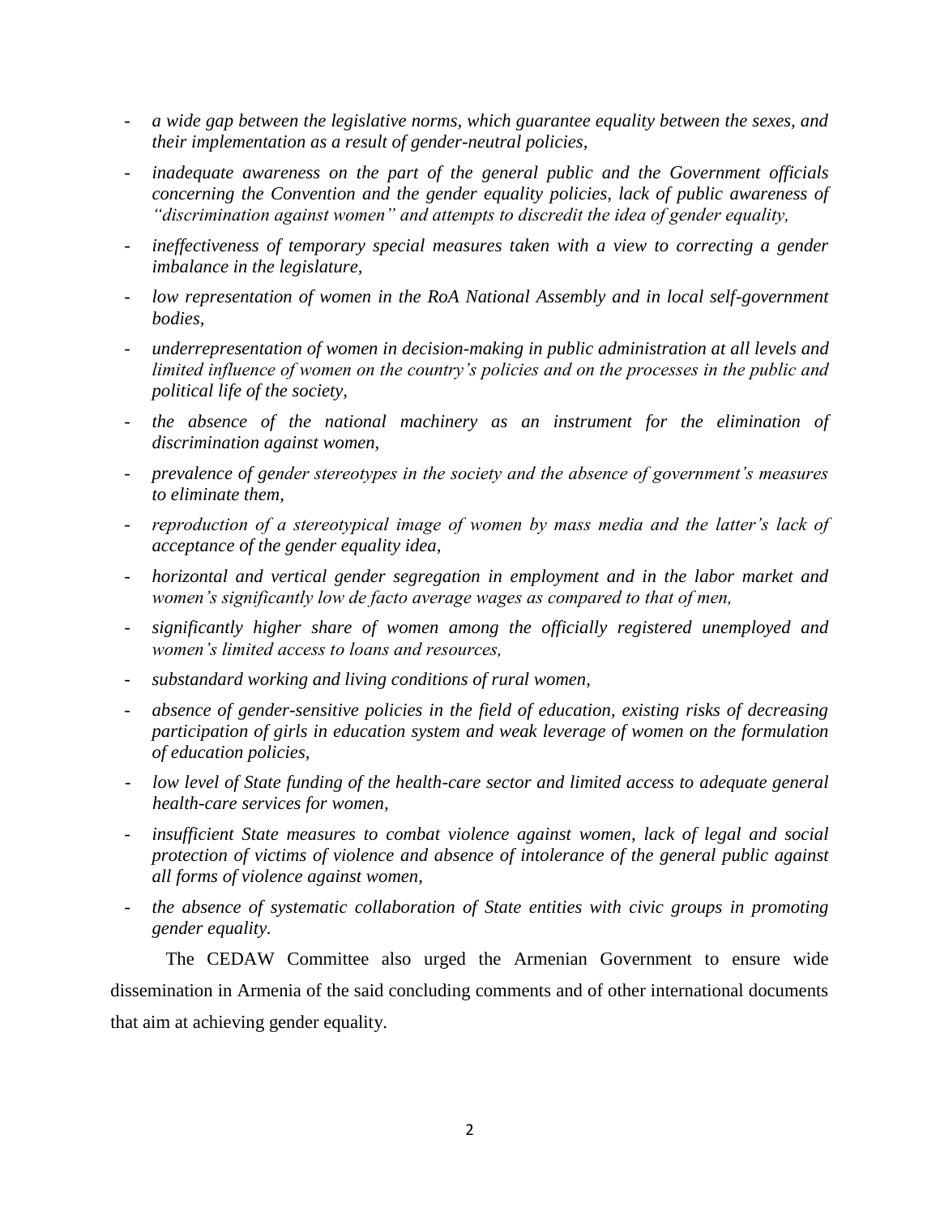- *a wide gap between the legislative norms, which guarantee equality between the sexes, and their implementation as a result of gender-neutral policies,*
- *inadequate awareness on the part of the general public and the Government officials concerning the Convention and the gender equality policies, lack of public awareness of "discrimination against women" and attempts to discredit the idea of gender equality,*
- *ineffectiveness of temporary special measures taken with a view to correcting a gender imbalance in the legislature,*
- *low representation of women in the RoA National Assembly and in local self-government bodies,*
- *underrepresentation of women in decision-making in public administration at all levels and limited influence of women on the country's policies and on the processes in the public and political life of the society,*
- *the absence of the national machinery as an instrument for the elimination of discrimination against women,*
- *prevalence of gender stereotypes in the society and the absence of government's measures to eliminate them,*
- *reproduction of a stereotypical image of women by mass media and the latter's lack of acceptance of the gender equality idea,*
- *horizontal and vertical gender segregation in employment and in the labor market and women's significantly low de facto average wages as compared to that of men,*
- *significantly higher share of women among the officially registered unemployed and women's limited access to loans and resources,*
- *substandard working and living conditions of rural women,*
- *absence of gender-sensitive policies in the field of education, existing risks of decreasing participation of girls in education system and weak leverage of women on the formulation of education policies,*
- *low level of State funding of the health-care sector and limited access to adequate general health-care services for women,*
- *insufficient State measures to combat violence against women, lack of legal and social protection of victims of violence and absence of intolerance of the general public against all forms of violence against women,*
- *the absence of systematic collaboration of State entities with civic groups in promoting gender equality.*

The CEDAW Committee also urged the Armenian Government to ensure wide dissemination in Armenia of the said concluding comments and of other international documents that aim at achieving gender equality.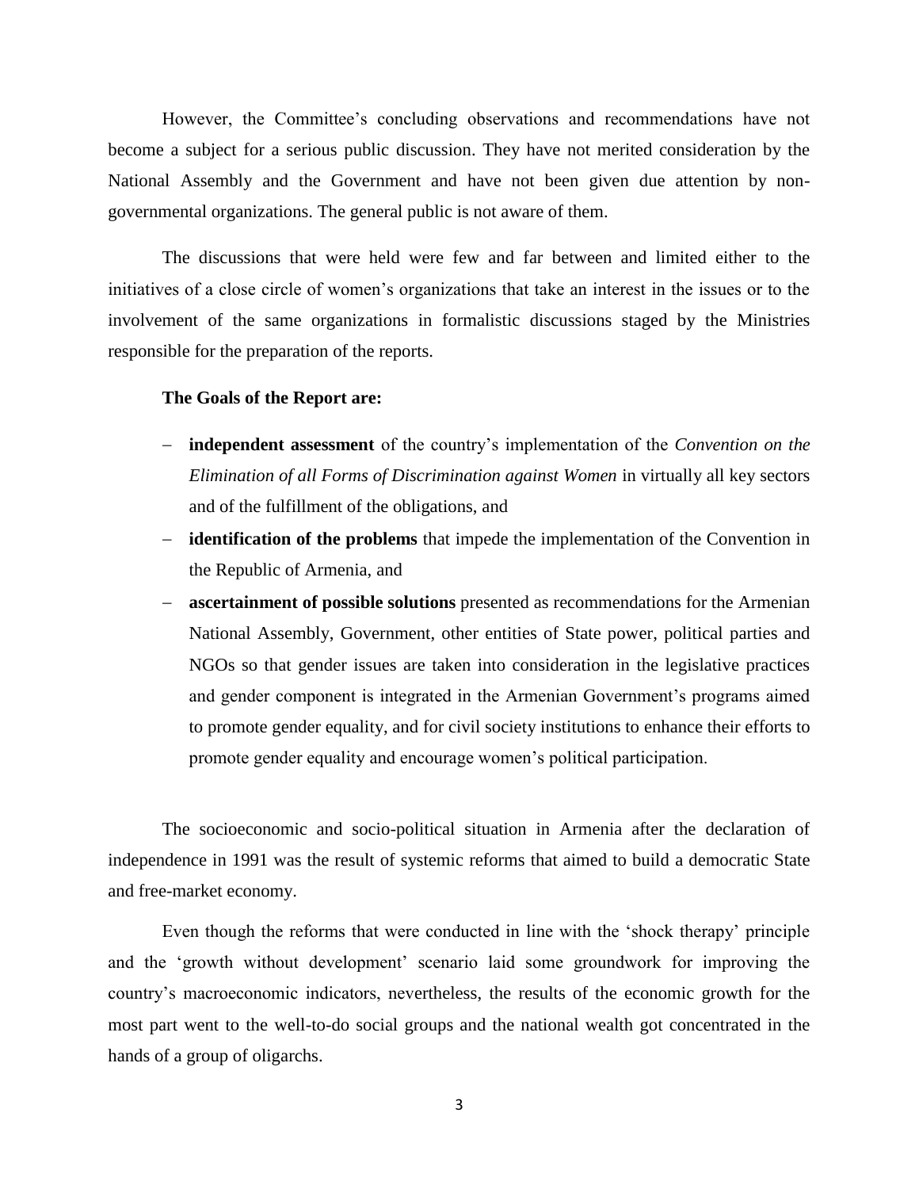However, the Committee's concluding observations and recommendations have not become a subject for a serious public discussion. They have not merited consideration by the National Assembly and the Government and have not been given due attention by non-governmental organizations. The general public is not aware of them.

The discussions that were held were few and far between and limited either to the initiatives of a close circle of women's organizations that take an interest in the issues or to the involvement of the same organizations in formalistic discussions staged by the Ministries responsible for the preparation of the reports.

**The Goals of the Report are:**

- **independent assessment** of the country's implementation of the *Convention on the Elimination of all Forms of Discrimination against Women* in virtually all key sectors and of the fulfillment of the obligations, and
- **identification of the problems** that impede the implementation of the Convention in the Republic of Armenia, and
- **ascertainment of possible solutions** presented as recommendations for the Armenian National Assembly, Government, other entities of State power, political parties and NGOs so that gender issues are taken into consideration in the legislative practices and gender component is integrated in the Armenian Government's programs aimed to promote gender equality, and for civil society institutions to enhance their efforts to promote gender equality and encourage women's political participation.

The socioeconomic and socio-political situation in Armenia after the declaration of independence in 1991 was the result of systemic reforms that aimed to build a democratic State and free-market economy.

Even though the reforms that were conducted in line with the 'shock therapy' principle and the 'growth without development' scenario laid some groundwork for improving the country's macroeconomic indicators, nevertheless, the results of the economic growth for the most part went to the well-to-do social groups and the national wealth got concentrated in the hands of a group of oligarchs.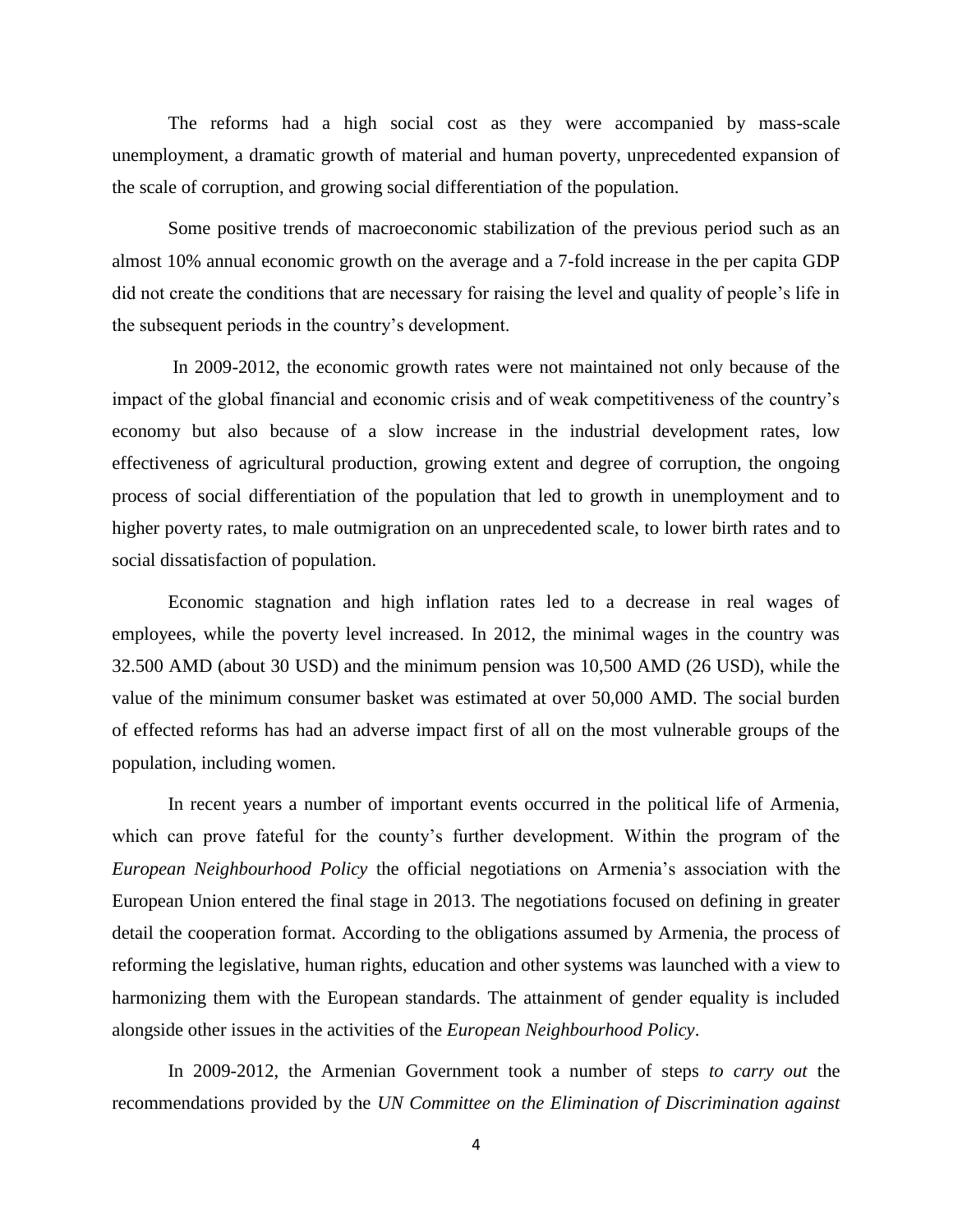The reforms had a high social cost as they were accompanied by mass-scale unemployment, a dramatic growth of material and human poverty, unprecedented expansion of the scale of corruption, and growing social differentiation of the population.

Some positive trends of macroeconomic stabilization of the previous period such as an almost 10% annual economic growth on the average and a 7-fold increase in the per capita GDP did not create the conditions that are necessary for raising the level and quality of people's life in the subsequent periods in the country's development.

In 2009-2012, the economic growth rates were not maintained not only because of the impact of the global financial and economic crisis and of weak competitiveness of the country's economy but also because of a slow increase in the industrial development rates, low effectiveness of agricultural production, growing extent and degree of corruption, the ongoing process of social differentiation of the population that led to growth in unemployment and to higher poverty rates, to male outmigration on an unprecedented scale, to lower birth rates and to social dissatisfaction of population.

Economic stagnation and high inflation rates led to a decrease in real wages of employees, while the poverty level increased. In 2012, the minimal wages in the country was 32.500 AMD (about 30 USD) and the minimum pension was 10,500 AMD (26 USD), while the value of the minimum consumer basket was estimated at over 50,000 AMD. The social burden of effected reforms has had an adverse impact first of all on the most vulnerable groups of the population, including women.

In recent years a number of important events occurred in the political life of Armenia, which can prove fateful for the county's further development. Within the program of the *European Neighbourhood Policy* the official negotiations on Armenia's association with the European Union entered the final stage in 2013. The negotiations focused on defining in greater detail the cooperation format. According to the obligations assumed by Armenia, the process of reforming the legislative, human rights, education and other systems was launched with a view to harmonizing them with the European standards. The attainment of gender equality is included alongside other issues in the activities of the *European Neighbourhood Policy*.

In 2009-2012, the Armenian Government took a number of steps *to carry out* the recommendations provided by the *UN Committee on the Elimination of Discrimination against*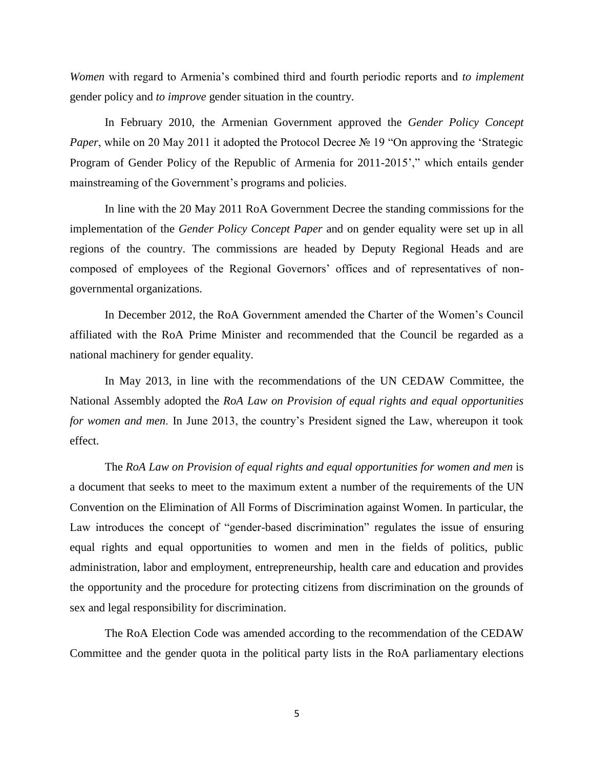*Women* with regard to Armenia's combined third and fourth periodic reports and *to implement* gender policy and *to improve* gender situation in the country.

In February 2010, the Armenian Government approved the *Gender Policy Concept Paper*, while on 20 May 2011 it adopted the Protocol Decree № 19 "On approving the 'Strategic Program of Gender Policy of the Republic of Armenia for 2011-2015'," which entails gender mainstreaming of the Government's programs and policies.

In line with the 20 May 2011 RoA Government Decree the standing commissions for the implementation of the *Gender Policy Concept Paper* and on gender equality were set up in all regions of the country. The commissions are headed by Deputy Regional Heads and are composed of employees of the Regional Governors' offices and of representatives of non-governmental organizations.

In December 2012, the RoA Government amended the Charter of the Women's Council affiliated with the RoA Prime Minister and recommended that the Council be regarded as a national machinery for gender equality.

In May 2013, in line with the recommendations of the UN CEDAW Committee, the National Assembly adopted the *RoA Law on Provision of equal rights and equal opportunities for women and men*. In June 2013, the country's President signed the Law, whereupon it took effect.

The *RoA Law on Provision of equal rights and equal opportunities for women and men* is a document that seeks to meet to the maximum extent a number of the requirements of the UN Convention on the Elimination of All Forms of Discrimination against Women. In particular, the Law introduces the concept of "gender-based discrimination" regulates the issue of ensuring equal rights and equal opportunities to women and men in the fields of politics, public administration, labor and employment, entrepreneurship, health care and education and provides the opportunity and the procedure for protecting citizens from discrimination on the grounds of sex and legal responsibility for discrimination.

The RoA Election Code was amended according to the recommendation of the CEDAW Committee and the gender quota in the political party lists in the RoA parliamentary elections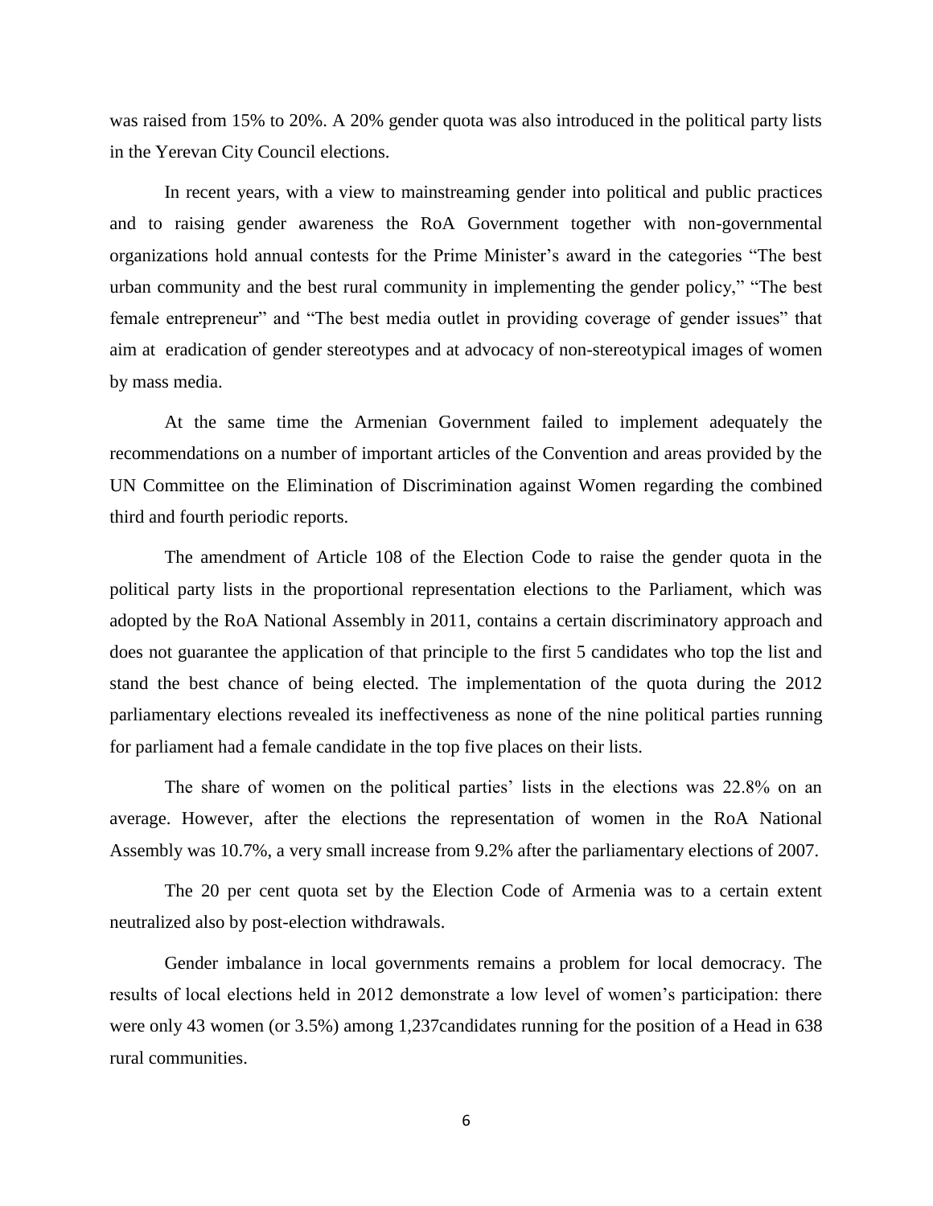was raised from 15% to 20%. A 20% gender quota was also introduced in the political party lists in the Yerevan City Council elections.

In recent years, with a view to mainstreaming gender into political and public practices and to raising gender awareness the RoA Government together with non-governmental organizations hold annual contests for the Prime Minister's award in the categories "The best urban community and the best rural community in implementing the gender policy," "The best female entrepreneur" and "The best media outlet in providing coverage of gender issues" that aim at eradication of gender stereotypes and at advocacy of non-stereotypical images of women by mass media.

At the same time the Armenian Government failed to implement adequately the recommendations on a number of important articles of the Convention and areas provided by the UN Committee on the Elimination of Discrimination against Women regarding the combined third and fourth periodic reports.

The amendment of Article 108 of the Election Code to raise the gender quota in the political party lists in the proportional representation elections to the Parliament, which was adopted by the RoA National Assembly in 2011, contains a certain discriminatory approach and does not guarantee the application of that principle to the first 5 candidates who top the list and stand the best chance of being elected. The implementation of the quota during the 2012 parliamentary elections revealed its ineffectiveness as none of the nine political parties running for parliament had a female candidate in the top five places on their lists.

The share of women on the political parties' lists in the elections was 22.8% on an average. However, after the elections the representation of women in the RoA National Assembly was 10.7%, a very small increase from 9.2% after the parliamentary elections of 2007.

The 20 per cent quota set by the Election Code of Armenia was to a certain extent neutralized also by post-election withdrawals.

Gender imbalance in local governments remains a problem for local democracy. The results of local elections held in 2012 demonstrate a low level of women's participation: there were only 43 women (or 3.5%) among 1,237candidates running for the position of a Head in 638 rural communities.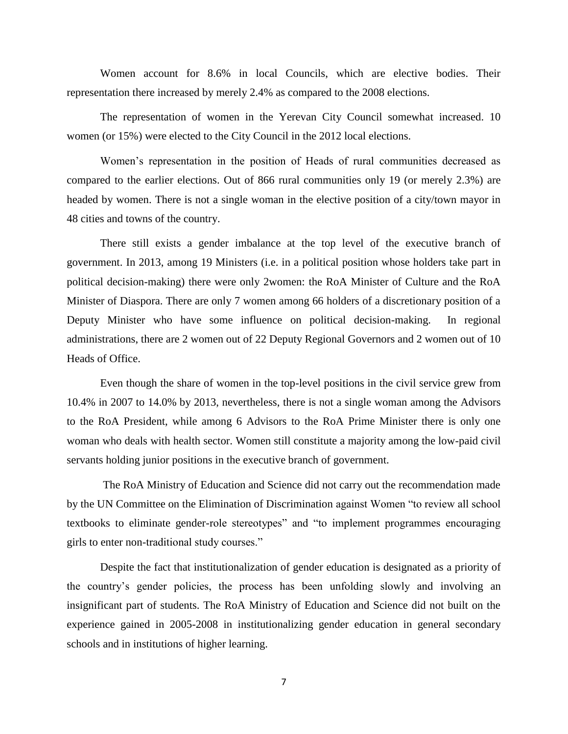Women account for 8.6% in local Councils, which are elective bodies. Their representation there increased by merely 2.4% as compared to the 2008 elections.

The representation of women in the Yerevan City Council somewhat increased. 10 women (or 15%) were elected to the City Council in the 2012 local elections.

Women's representation in the position of Heads of rural communities decreased as compared to the earlier elections. Out of 866 rural communities only 19 (or merely 2.3%) are headed by women. There is not a single woman in the elective position of a city/town mayor in 48 cities and towns of the country.

There still exists a gender imbalance at the top level of the executive branch of government. In 2013, among 19 Ministers (i.e. in a political position whose holders take part in political decision-making) there were only 2women: the RoA Minister of Culture and the RoA Minister of Diaspora. There are only 7 women among 66 holders of a discretionary position of a Deputy Minister who have some influence on political decision-making. In regional administrations, there are 2 women out of 22 Deputy Regional Governors and 2 women out of 10 Heads of Office.

Even though the share of women in the top-level positions in the civil service grew from 10.4% in 2007 to 14.0% by 2013, nevertheless, there is not a single woman among the Advisors to the RoA President, while among 6 Advisors to the RoA Prime Minister there is only one woman who deals with health sector. Women still constitute a majority among the low-paid civil servants holding junior positions in the executive branch of government.

The RoA Ministry of Education and Science did not carry out the recommendation made by the UN Committee on the Elimination of Discrimination against Women "to review all school textbooks to eliminate gender-role stereotypes" and "to implement programmes encouraging girls to enter non-traditional study courses."

Despite the fact that institutionalization of gender education is designated as a priority of the country's gender policies, the process has been unfolding slowly and involving an insignificant part of students. The RoA Ministry of Education and Science did not built on the experience gained in 2005-2008 in institutionalizing gender education in general secondary schools and in institutions of higher learning.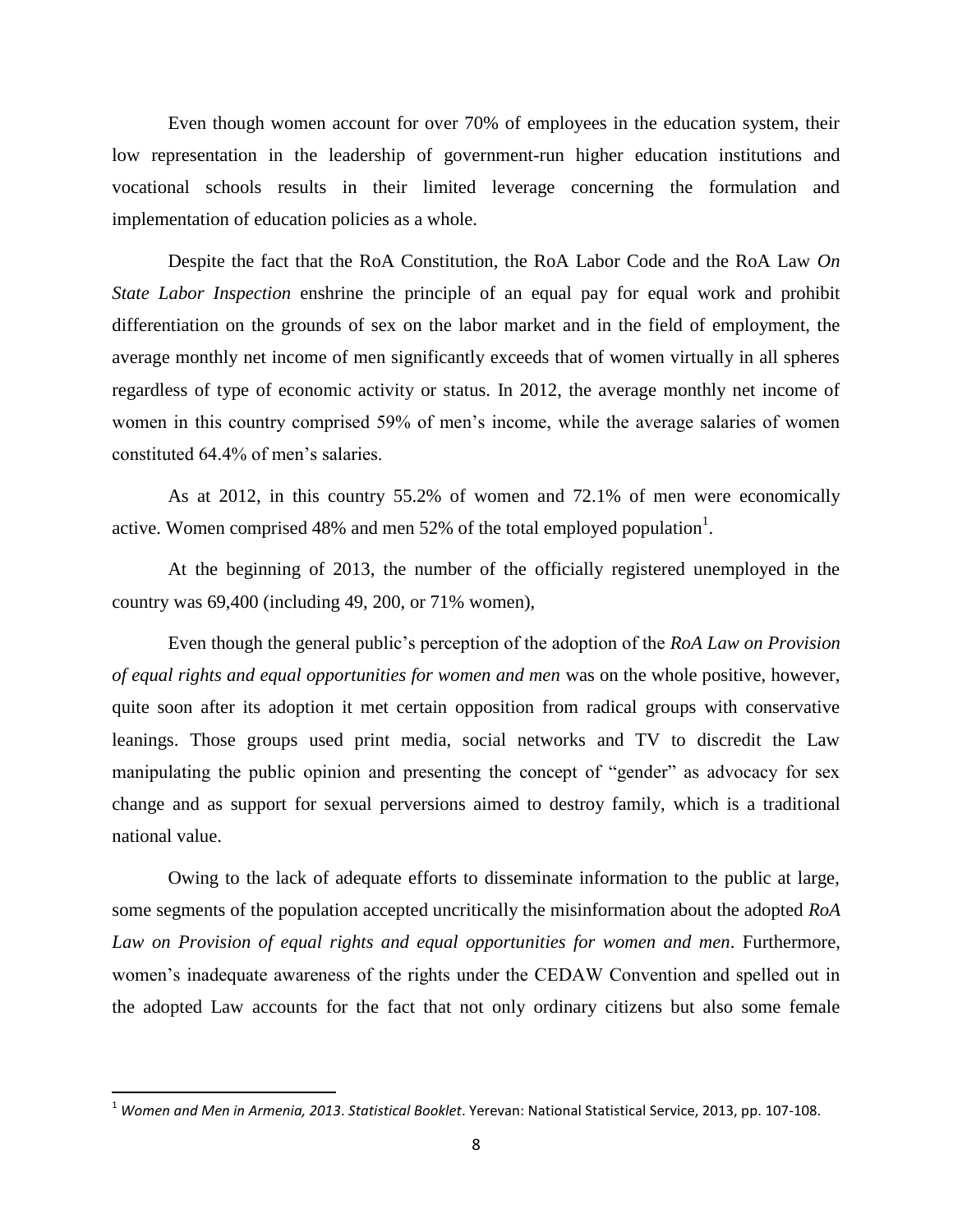Even though women account for over 70% of employees in the education system, their low representation in the leadership of government-run higher education institutions and vocational schools results in their limited leverage concerning the formulation and implementation of education policies as a whole.

Despite the fact that the RoA Constitution, the RoA Labor Code and the RoA Law *On State Labor Inspection* enshrine the principle of an equal pay for equal work and prohibit differentiation on the grounds of sex on the labor market and in the field of employment, the average monthly net income of men significantly exceeds that of women virtually in all spheres regardless of type of economic activity or status. In 2012, the average monthly net income of women in this country comprised 59% of men's income, while the average salaries of women constituted 64.4% of men's salaries.

As at 2012, in this country 55.2% of women and 72.1% of men were economically active. Women comprised 48% and men 52% of the total employed population[1].

At the beginning of 2013, the number of the officially registered unemployed in the country was 69,400 (including 49, 200, or 71% women),

Even though the general public's perception of the adoption of the *RoA Law on Provision of equal rights and equal opportunities for women and men* was on the whole positive, however, quite soon after its adoption it met certain opposition from radical groups with conservative leanings. Those groups used print media, social networks and TV to discredit the Law manipulating the public opinion and presenting the concept of "gender" as advocacy for sex change and as support for sexual perversions aimed to destroy family, which is a traditional national value.

Owing to the lack of adequate efforts to disseminate information to the public at large, some segments of the population accepted uncritically the misinformation about the adopted *RoA Law on Provision of equal rights and equal opportunities for women and men*. Furthermore, women's inadequate awareness of the rights under the CEDAW Convention and spelled out in the adopted Law accounts for the fact that not only ordinary citizens but also some female

---

[1] *Women and Men in Armenia, 2013*. *Statistical Booklet*. Yerevan: National Statistical Service, 2013, pp. 107-108.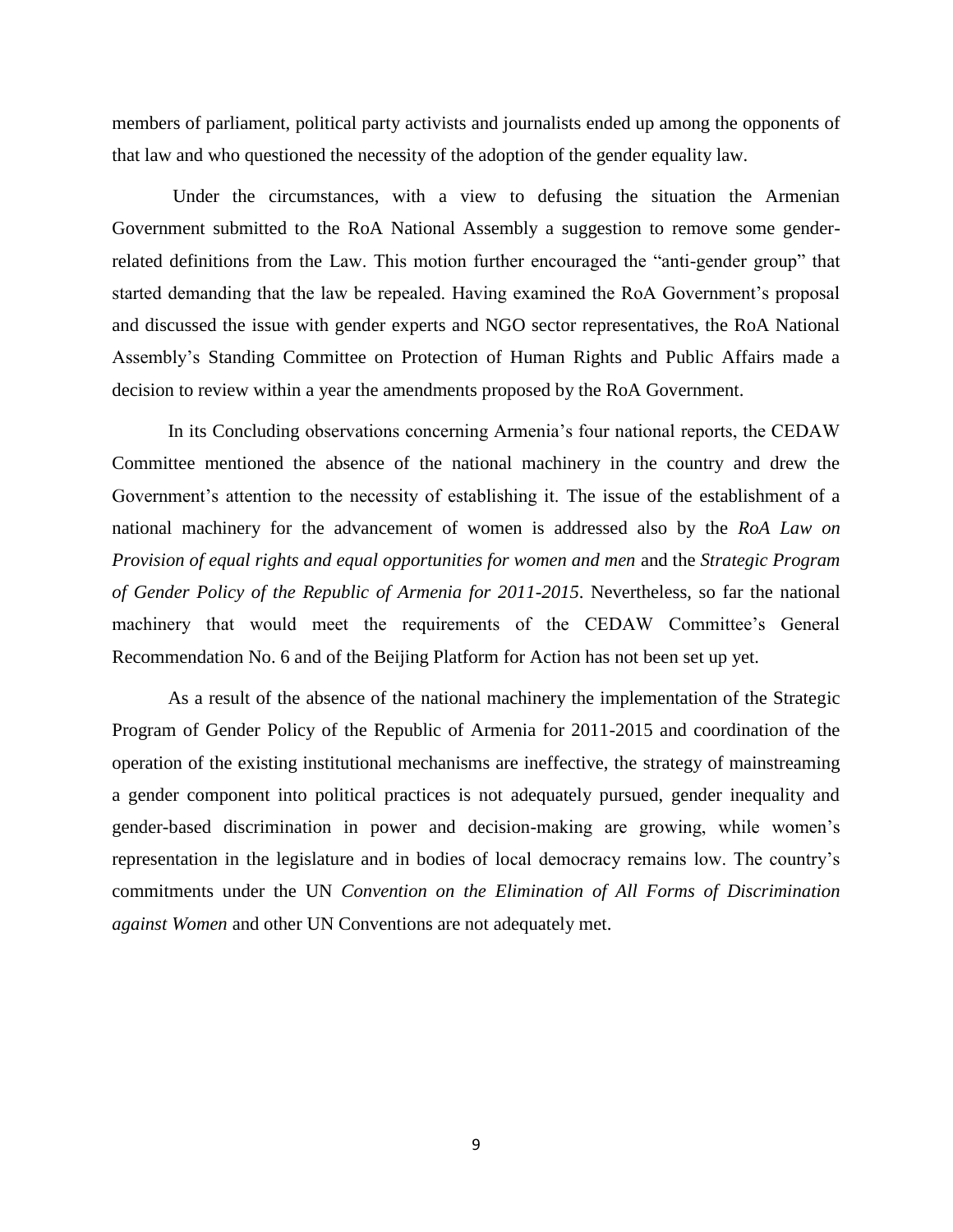members of parliament, political party activists and journalists ended up among the opponents of that law and who questioned the necessity of the adoption of the gender equality law.

Under the circumstances, with a view to defusing the situation the Armenian Government submitted to the RoA National Assembly a suggestion to remove some gender-related definitions from the Law. This motion further encouraged the "anti-gender group" that started demanding that the law be repealed. Having examined the RoA Government's proposal and discussed the issue with gender experts and NGO sector representatives, the RoA National Assembly's Standing Committee on Protection of Human Rights and Public Affairs made a decision to review within a year the amendments proposed by the RoA Government.

In its Concluding observations concerning Armenia's four national reports, the CEDAW Committee mentioned the absence of the national machinery in the country and drew the Government's attention to the necessity of establishing it. The issue of the establishment of a national machinery for the advancement of women is addressed also by the *RoA Law on Provision of equal rights and equal opportunities for women and men* and the *Strategic Program of Gender Policy of the Republic of Armenia for 2011-2015*. Nevertheless, so far the national machinery that would meet the requirements of the CEDAW Committee's General Recommendation No. 6 and of the Beijing Platform for Action has not been set up yet.

As a result of the absence of the national machinery the implementation of the Strategic Program of Gender Policy of the Republic of Armenia for 2011-2015 and coordination of the operation of the existing institutional mechanisms are ineffective, the strategy of mainstreaming a gender component into political practices is not adequately pursued, gender inequality and gender-based discrimination in power and decision-making are growing, while women's representation in the legislature and in bodies of local democracy remains low. The country's commitments under the UN *Convention on the Elimination of All Forms of Discrimination against Women* and other UN Conventions are not adequately met.